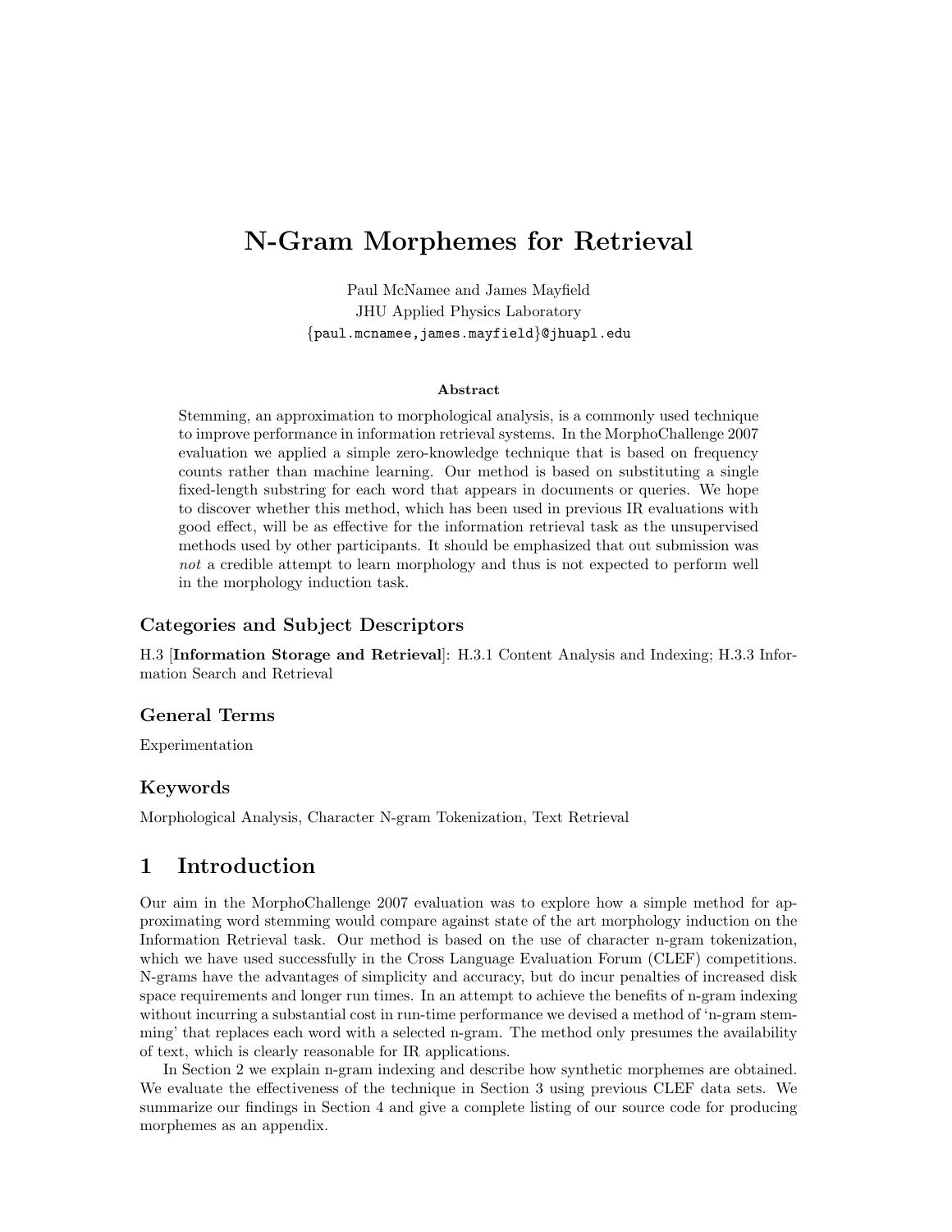# N-Gram Morphemes for Retrieval

Paul McNamee and James Mayfield
JHU Applied Physics Laboratory
{paul.mcnamee,james.mayfield}@jhuapl.edu

**Abstract**

Stemming, an approximation to morphological analysis, is a commonly used technique to improve performance in information retrieval systems. In the MorphoChallenge 2007 evaluation we applied a simple zero-knowledge technique that is based on frequency counts rather than machine learning. Our method is based on substituting a single fixed-length substring for each word that appears in documents or queries. We hope to discover whether this method, which has been used in previous IR evaluations with good effect, will be as effective for the information retrieval task as the unsupervised methods used by other participants. It should be emphasized that out submission was *not* a credible attempt to learn morphology and thus is not expected to perform well in the morphology induction task.

### Categories and Subject Descriptors

H.3 [**Information Storage and Retrieval**]: H.3.1 Content Analysis and Indexing; H.3.3 Information Search and Retrieval

### General Terms

Experimentation

### Keywords

Morphological Analysis, Character N-gram Tokenization, Text Retrieval

## 1 Introduction

Our aim in the MorphoChallenge 2007 evaluation was to explore how a simple method for approximating word stemming would compare against state of the art morphology induction on the Information Retrieval task. Our method is based on the use of character n-gram tokenization, which we have used successfully in the Cross Language Evaluation Forum (CLEF) competitions. N-grams have the advantages of simplicity and accuracy, but do incur penalties of increased disk space requirements and longer run times. In an attempt to achieve the benefits of n-gram indexing without incurring a substantial cost in run-time performance we devised a method of 'n-gram stemming' that replaces each word with a selected n-gram. The method only presumes the availability of text, which is clearly reasonable for IR applications.

In Section 2 we explain n-gram indexing and describe how synthetic morphemes are obtained. We evaluate the effectiveness of the technique in Section 3 using previous CLEF data sets. We summarize our findings in Section 4 and give a complete listing of our source code for producing morphemes as an appendix.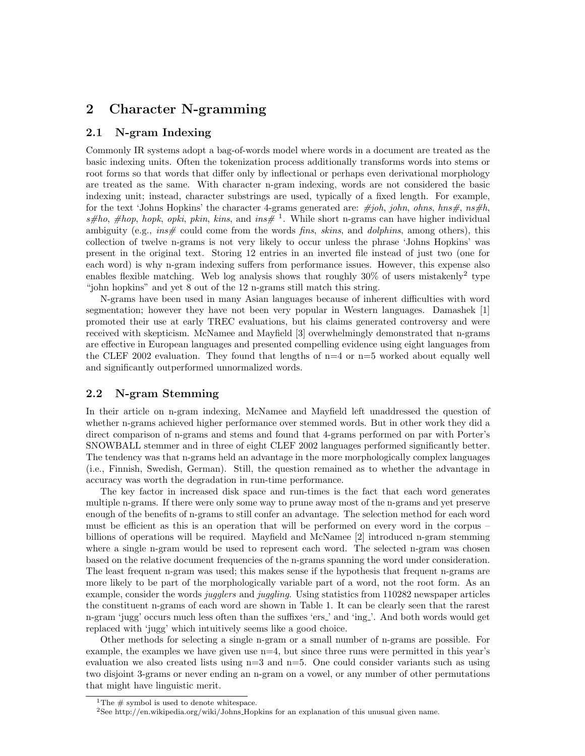## 2 Character N-gramming

### 2.1 N-gram Indexing

Commonly IR systems adopt a bag-of-words model where words in a document are treated as the basic indexing units. Often the tokenization process additionally transforms words into stems or root forms so that words that differ only by inflectional or perhaps even derivational morphology are treated as the same. With character n-gram indexing, words are not considered the basic indexing unit; instead, character substrings are used, typically of a fixed length. For example, for the text 'Johns Hopkins' the character 4-grams generated are: *#joh*, *john*, *ohns*, *hns#*, *ns#h*, *s#ho*, *#hop*, *hopk*, *opki*, *pkin*, *kins*, and *ins#* [1]. While short n-grams can have higher individual ambiguity (e.g., *ins#* could come from the words *fins*, *skins*, and *dolphins*, among others), this collection of twelve n-grams is not very likely to occur unless the phrase 'Johns Hopkins' was present in the original text. Storing 12 entries in an inverted file instead of just two (one for each word) is why n-gram indexing suffers from performance issues. However, this expense also enables flexible matching. Web log analysis shows that roughly 30% of users mistakenly[2] type "john hopkins" and yet 8 out of the 12 n-grams still match this string.

N-grams have been used in many Asian languages because of inherent difficulties with word segmentation; however they have not been very popular in Western languages. Damashek [1] promoted their use at early TREC evaluations, but his claims generated controversy and were received with skepticism. McNamee and Mayfield [3] overwhelmingly demonstrated that n-grams are effective in European languages and presented compelling evidence using eight languages from the CLEF 2002 evaluation. They found that lengths of n=4 or n=5 worked about equally well and significantly outperformed unnormalized words.

### 2.2 N-gram Stemming

In their article on n-gram indexing, McNamee and Mayfield left unaddressed the question of whether n-grams achieved higher performance over stemmed words. But in other work they did a direct comparison of n-grams and stems and found that 4-grams performed on par with Porter's SNOWBALL stemmer and in three of eight CLEF 2002 languages performed significantly better. The tendency was that n-grams held an advantage in the more morphologically complex languages (i.e., Finnish, Swedish, German). Still, the question remained as to whether the advantage in accuracy was worth the degradation in run-time performance.

The key factor in increased disk space and run-times is the fact that each word generates multiple n-grams. If there were only some way to prune away most of the n-grams and yet preserve enough of the benefits of n-grams to still confer an advantage. The selection method for each word must be efficient as this is an operation that will be performed on every word in the corpus – billions of operations will be required. Mayfield and McNamee [2] introduced n-gram stemming where a single n-gram would be used to represent each word. The selected n-gram was chosen based on the relative document frequencies of the n-grams spanning the word under consideration. The least frequent n-gram was used; this makes sense if the hypothesis that frequent n-grams are more likely to be part of the morphologically variable part of a word, not the root form. As an example, consider the words *jugglers* and *juggling*. Using statistics from 110282 newspaper articles the constituent n-grams of each word are shown in Table 1. It can be clearly seen that the rarest n-gram 'jugg' occurs much less often than the suffixes 'ers_' and 'ing_'. And both words would get replaced with 'jugg' which intuitively seems like a good choice.

Other methods for selecting a single n-gram or a small number of n-grams are possible. For example, the examples we have given use n=4, but since three runs were permitted in this year's evaluation we also created lists using n=3 and n=5. One could consider variants such as using two disjoint 3-grams or never ending an n-gram on a vowel, or any number of other permutations that might have linguistic merit.

---

[1] The # symbol is used to denote whitespace.

[2] See http://en.wikipedia.org/wiki/Johns_Hopkins for an explanation of this unusual given name.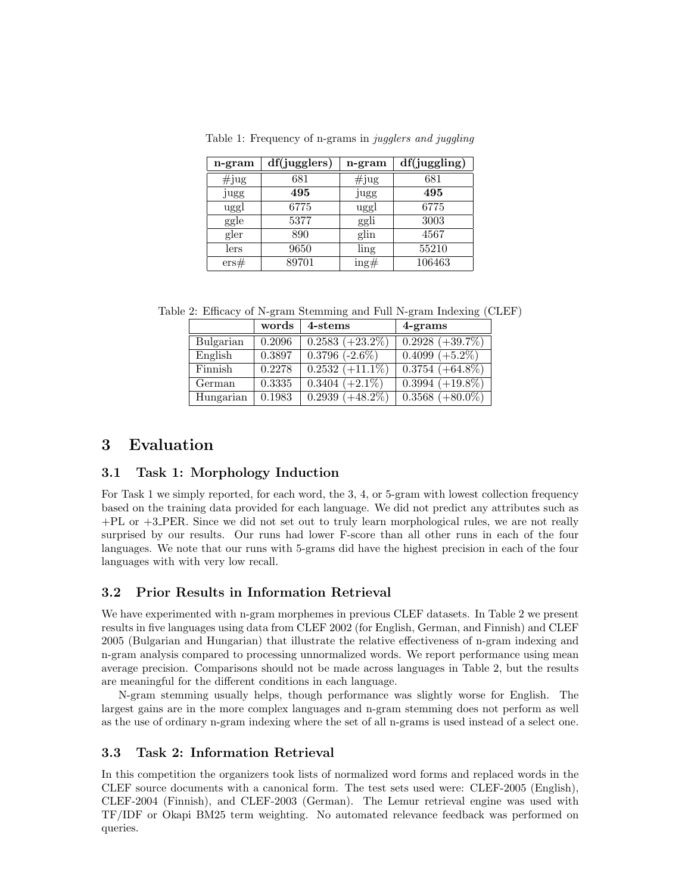Table 1: Frequency of n-grams in *jugglers and juggling*

| n-gram | df(jugglers) | n-gram | df(juggling) |
|---|---|---|---|
| #jug | 681 | #jug | 681 |
| jugg | **495** | jugg | **495** |
| uggl | 6775 | uggl | 6775 |
| ggle | 5377 | ggli | 3003 |
| gler | 890 | glin | 4567 |
| lers | 9650 | ling | 55210 |
| ers# | 89701 | ing# | 106463 |

Table 2: Efficacy of N-gram Stemming and Full N-gram Indexing (CLEF)

| | words | 4-stems | 4-grams |
|---|---|---|---|
| Bulgarian | 0.2096 | 0.2583 (+23.2%) | 0.2928 (+39.7%) |
| English | 0.3897 | 0.3796 (-2.6%) | 0.4099 (+5.2%) |
| Finnish | 0.2278 | 0.2532 (+11.1%) | 0.3754 (+64.8%) |
| German | 0.3335 | 0.3404 (+2.1%) | 0.3994 (+19.8%) |
| Hungarian | 0.1983 | 0.2939 (+48.2%) | 0.3568 (+80.0%) |

# 3 Evaluation

## 3.1 Task 1: Morphology Induction

For Task 1 we simply reported, for each word, the 3, 4, or 5-gram with lowest collection frequency based on the training data provided for each language. We did not predict any attributes such as +PL or +3_PER. Since we did not set out to truly learn morphological rules, we are not really surprised by our results. Our runs had lower F-score than all other runs in each of the four languages. We note that our runs with 5-grams did have the highest precision in each of the four languages with with very low recall.

## 3.2 Prior Results in Information Retrieval

We have experimented with n-gram morphemes in previous CLEF datasets. In Table 2 we present results in five languages using data from CLEF 2002 (for English, German, and Finnish) and CLEF 2005 (Bulgarian and Hungarian) that illustrate the relative effectiveness of n-gram indexing and n-gram analysis compared to processing unnormalized words. We report performance using mean average precision. Comparisons should not be made across languages in Table 2, but the results are meaningful for the different conditions in each language.

N-gram stemming usually helps, though performance was slightly worse for English. The largest gains are in the more complex languages and n-gram stemming does not perform as well as the use of ordinary n-gram indexing where the set of all n-grams is used instead of a select one.

## 3.3 Task 2: Information Retrieval

In this competition the organizers took lists of normalized word forms and replaced words in the CLEF source documents with a canonical form. The test sets used were: CLEF-2005 (English), CLEF-2004 (Finnish), and CLEF-2003 (German). The Lemur retrieval engine was used with TF/IDF or Okapi BM25 term weighting. No automated relevance feedback was performed on queries.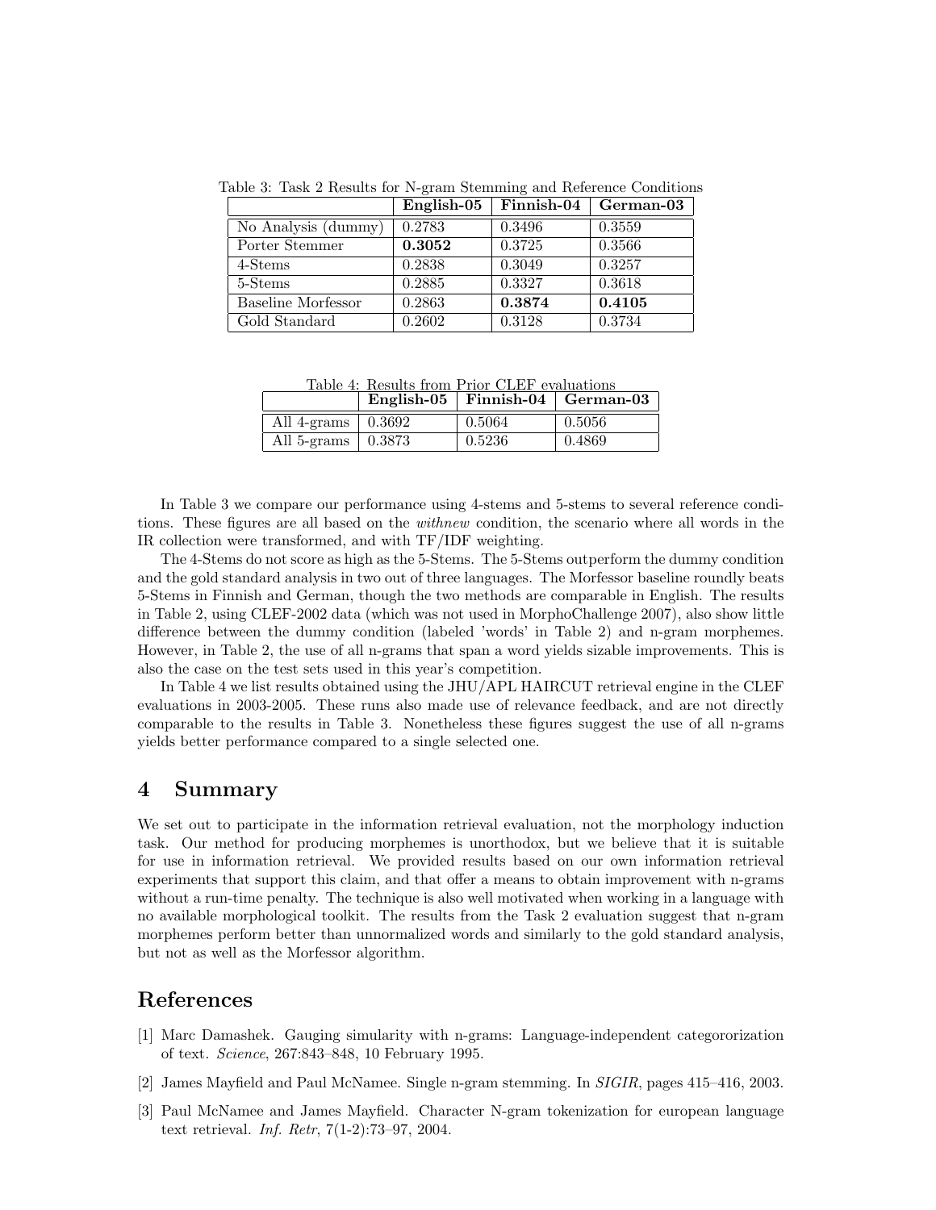Table 3: Task 2 Results for N-gram Stemming and Reference Conditions

| | English-05 | Finnish-04 | German-03 |
|---|---|---|---|
| No Analysis (dummy) | 0.2783 | 0.3496 | 0.3559 |
| Porter Stemmer | **0.3052** | 0.3725 | 0.3566 |
| 4-Stems | 0.2838 | 0.3049 | 0.3257 |
| 5-Stems | 0.2885 | 0.3327 | 0.3618 |
| Baseline Morfessor | 0.2863 | **0.3874** | **0.4105** |
| Gold Standard | 0.2602 | 0.3128 | 0.3734 |

Table 4: Results from Prior CLEF evaluations

| | English-05 | Finnish-04 | German-03 |
|---|---|---|---|
| All 4-grams | 0.3692 | 0.5064 | 0.5056 |
| All 5-grams | 0.3873 | 0.5236 | 0.4869 |

In Table 3 we compare our performance using 4-stems and 5-stems to several reference conditions. These figures are all based on the *withnew* condition, the scenario where all words in the IR collection were transformed, and with TF/IDF weighting.

The 4-Stems do not score as high as the 5-Stems. The 5-Stems outperform the dummy condition and the gold standard analysis in two out of three languages. The Morfessor baseline roundly beats 5-Stems in Finnish and German, though the two methods are comparable in English. The results in Table 2, using CLEF-2002 data (which was not used in MorphoChallenge 2007), also show little difference between the dummy condition (labeled 'words' in Table 2) and n-gram morphemes. However, in Table 2, the use of all n-grams that span a word yields sizable improvements. This is also the case on the test sets used in this year's competition.

In Table 4 we list results obtained using the JHU/APL HAIRCUT retrieval engine in the CLEF evaluations in 2003-2005. These runs also made use of relevance feedback, and are not directly comparable to the results in Table 3. Nonetheless these figures suggest the use of all n-grams yields better performance compared to a single selected one.

## 4 Summary

We set out to participate in the information retrieval evaluation, not the morphology induction task. Our method for producing morphemes is unorthodox, but we believe that it is suitable for use in information retrieval. We provided results based on our own information retrieval experiments that support this claim, and that offer a means to obtain improvement with n-grams without a run-time penalty. The technique is also well motivated when working in a language with no available morphological toolkit. The results from the Task 2 evaluation suggest that n-gram morphemes perform better than unnormalized words and similarly to the gold standard analysis, but not as well as the Morfessor algorithm.

## References

[1] Marc Damashek. Gauging simularity with n-grams: Language-independent categororization of text. *Science*, 267:843–848, 10 February 1995.

[2] James Mayfield and Paul McNamee. Single n-gram stemming. In *SIGIR*, pages 415–416, 2003.

[3] Paul McNamee and James Mayfield. Character N-gram tokenization for european language text retrieval. *Inf. Retr*, 7(1-2):73–97, 2004.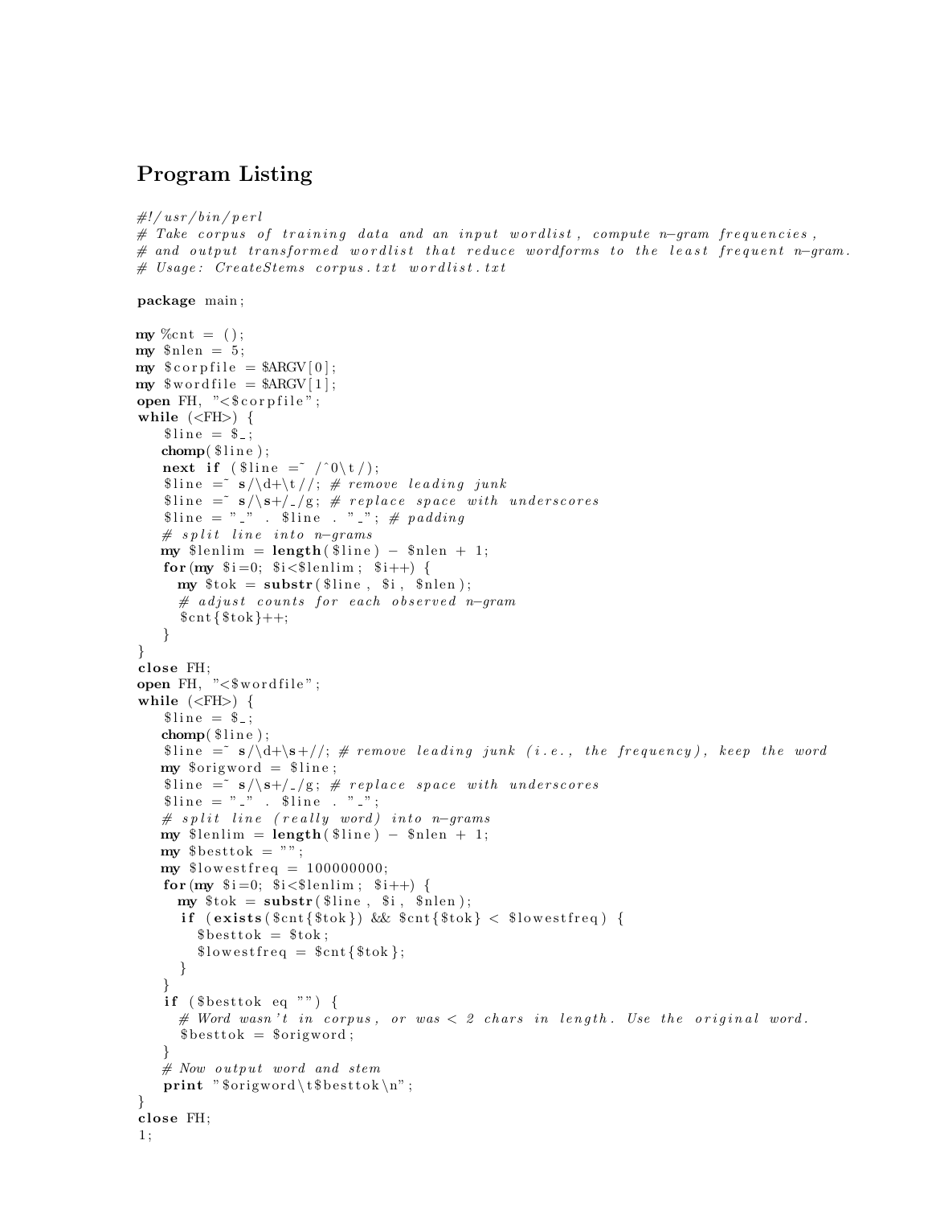## Program Listing

```perl
#!/usr/bin/perl
# Take corpus of training data and an input wordlist, compute n-gram frequencies,
# and output transformed wordlist that reduce wordforms to the least frequent n-gram.
# Usage: CreateStems corpus.txt wordlist.txt

package main;

my %cnt = ();
my $nlen = 5;
my $corpfile = $ARGV[0];
my $wordfile = $ARGV[1];
open FH, "<$corpfile";
while (<FH>) {
    $line = $_;
    chomp($line);
    next if ($line =~ /^0\t/);
    $line =~ s/\d+\t//; # remove leading junk
    $line =~ s/\s+/_/g; # replace space with underscores
    $line = "_" . $line . "_"; # padding
    # split line into n-grams
    my $lenlim = length($line) - $nlen + 1;
    for(my $i=0; $i<$lenlim; $i++) {
      my $tok = substr($line, $i, $nlen);
      # adjust counts for each observed n-gram
      $cnt{$tok}++;
    }
}
close FH;
open FH, "<$wordfile";
while (<FH>) {
    $line = $_;
    chomp($line);
    $line =~ s/\d+\s+//; # remove leading junk (i.e., the frequency), keep the word
    my $origword = $line;
    $line =~ s/\s+/_/g; # replace space with underscores
    $line = "_" . $line . "_";
    # split line (really word) into n-grams
    my $lenlim = length($line) - $nlen + 1;
    my $besttok = "";
    my $lowestfreq = 100000000;
    for(my $i=0; $i<$lenlim; $i++) {
      my $tok = substr($line, $i, $nlen);
      if (exists($cnt{$tok}) && $cnt{$tok} < $lowestfreq) {
        $besttok = $tok;
        $lowestfreq = $cnt{$tok};
      }
    }
    if ($besttok eq "") {
      # Word wasn't in corpus, or was < 2 chars in length. Use the original word.
      $besttok = $origword;
    }
    # Now output word and stem
    print "$origword\t$besttok\n";
}
close FH;
1;
```